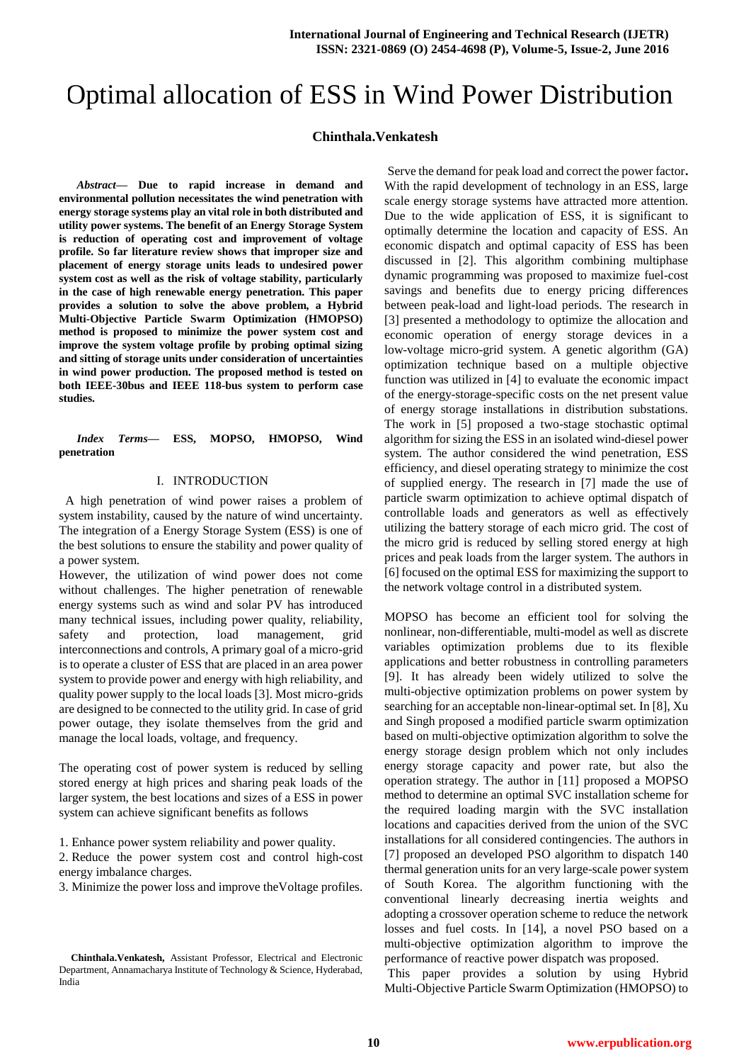# Optimal allocation of ESS in Wind Power Distribution

**Chinthala.Venkatesh**

***Abstract*— Due to rapid increase in demand and environmental pollution necessitates the wind penetration with energy storage systems play an vital role in both distributed and utility power systems. The benefit of an Energy Storage System is reduction of operating cost and improvement of voltage profile. So far literature review shows that improper size and placement of energy storage units leads to undesired power system cost as well as the risk of voltage stability, particularly in the case of high renewable energy penetration. This paper provides a solution to solve the above problem, a Hybrid Multi-Objective Particle Swarm Optimization (HMOPSO) method is proposed to minimize the power system cost and improve the system voltage profile by probing optimal sizing and sitting of storage units under consideration of uncertainties in wind power production. The proposed method is tested on both IEEE-30bus and IEEE 118-bus system to perform case studies.**

***Index Terms*— ESS, MOPSO, HMOPSO, Wind penetration**

## I. INTRODUCTION

A high penetration of wind power raises a problem of system instability, caused by the nature of wind uncertainty. The integration of a Energy Storage System (ESS) is one of the best solutions to ensure the stability and power quality of a power system.

However, the utilization of wind power does not come without challenges. The higher penetration of renewable energy systems such as wind and solar PV has introduced many technical issues, including power quality, reliability, safety and protection, load management, grid interconnections and controls, A primary goal of a micro-grid is to operate a cluster of ESS that are placed in an area power system to provide power and energy with high reliability, and quality power supply to the local loads [3]. Most micro-grids are designed to be connected to the utility grid. In case of grid power outage, they isolate themselves from the grid and manage the local loads, voltage, and frequency.

The operating cost of power system is reduced by selling stored energy at high prices and sharing peak loads of the larger system, the best locations and sizes of a ESS in power system can achieve significant benefits as follows

1. Enhance power system reliability and power quality.
2. Reduce the power system cost and control high-cost energy imbalance charges.
3. Minimize the power loss and improve theVoltage profiles.

**Chinthala.Venkatesh,** Assistant Professor, Electrical and Electronic Department, Annamacharya Institute of Technology & Science, Hyderabad, India

Serve the demand for peak load and correct the power factor**.** With the rapid development of technology in an ESS, large scale energy storage systems have attracted more attention. Due to the wide application of ESS, it is significant to optimally determine the location and capacity of ESS. An economic dispatch and optimal capacity of ESS has been discussed in [2]. This algorithm combining multiphase dynamic programming was proposed to maximize fuel-cost savings and benefits due to energy pricing differences between peak-load and light-load periods. The research in [3] presented a methodology to optimize the allocation and economic operation of energy storage devices in a low-voltage micro-grid system. A genetic algorithm (GA) optimization technique based on a multiple objective function was utilized in [4] to evaluate the economic impact of the energy-storage-specific costs on the net present value of energy storage installations in distribution substations. The work in [5] proposed a two-stage stochastic optimal algorithm for sizing the ESS in an isolated wind-diesel power system. The author considered the wind penetration, ESS efficiency, and diesel operating strategy to minimize the cost of supplied energy. The research in [7] made the use of particle swarm optimization to achieve optimal dispatch of controllable loads and generators as well as effectively utilizing the battery storage of each micro grid. The cost of the micro grid is reduced by selling stored energy at high prices and peak loads from the larger system. The authors in [6] focused on the optimal ESS for maximizing the support to the network voltage control in a distributed system.

MOPSO has become an efficient tool for solving the nonlinear, non-differentiable, multi-model as well as discrete variables optimization problems due to its flexible applications and better robustness in controlling parameters [9]. It has already been widely utilized to solve the multi-objective optimization problems on power system by searching for an acceptable non-linear-optimal set. In [8], Xu and Singh proposed a modified particle swarm optimization based on multi-objective optimization algorithm to solve the energy storage design problem which not only includes energy storage capacity and power rate, but also the operation strategy. The author in [11] proposed a MOPSO method to determine an optimal SVC installation scheme for the required loading margin with the SVC installation locations and capacities derived from the union of the SVC installations for all considered contingencies. The authors in [7] proposed an developed PSO algorithm to dispatch 140 thermal generation units for an very large-scale power system of South Korea. The algorithm functioning with the conventional linearly decreasing inertia weights and adopting a crossover operation scheme to reduce the network losses and fuel costs. In [14], a novel PSO based on a multi-objective optimization algorithm to improve the performance of reactive power dispatch was proposed.

This paper provides a solution by using Hybrid Multi-Objective Particle Swarm Optimization (HMOPSO) to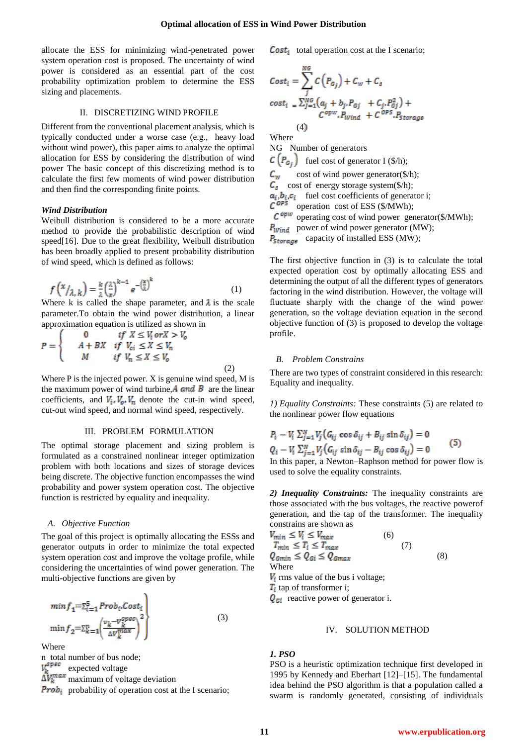allocate the ESS for minimizing wind-penetrated power system operation cost is proposed. The uncertainty of wind power is considered as an essential part of the cost probability optimization problem to determine the ESS sizing and placements.

## II. DISCRETIZING WIND PROFILE

Different from the conventional placement analysis, which is typically conducted under a worse case (e.g., heavy load without wind power), this paper aims to analyze the optimal allocation for ESS by considering the distribution of wind power The basic concept of this discretizing method is to calculate the first few moments of wind power distribution and then find the corresponding finite points.

***Wind Distribution***

Weibull distribution is considered to be a more accurate method to provide the probabilistic description of wind speed[16]. Due to the great flexibility, Weibull distribution has been broadly applied to present probability distribution of wind speed, which is defined as follows:

$$f\left(x/_{\lambda,k}\right) = \frac{k}{\lambda}\left(\frac{\lambda}{x}\right)^{k-1} e^{-\left(\frac{x}{\lambda}\right)^{k}} \tag{1}$$

Where k is called the shape parameter, and $\lambda$ is the scale parameter.To obtain the wind power distribution, a linear approximation equation is utilized as shown in

$$P = \begin{cases} 0 & if\ X \le V_i\ or X > V_o \\ A + BX & if\ V_{ci} \le X \le V_n \\ M & if\ V_n \le X \le V_o \end{cases} \tag{2}$$

Where P is the injected power. X is genuine wind speed, M is the maximum power of wind turbine,$A$ *and* $B$ are the linear coefficients, and $V_i, V_o, V_n$ denote the cut-in wind speed, cut-out wind speed, and normal wind speed, respectively.

## III. PROBLEM FORMULATION

The optimal storage placement and sizing problem is formulated as a constrained nonlinear integer optimization problem with both locations and sizes of storage devices being discrete. The objective function encompasses the wind probability and power system operation cost. The objective function is restricted by equality and inequality.

### *A. Objective Function*

The goal of this project is optimally allocating the ESSs and generator outputs in order to minimize the total expected system operation cost and improve the voltage profile, while considering the uncertainties of wind power generation. The multi-objective functions are given by

$$\left.\begin{array}{l} \min f_1 = \sum_{i=1}^{5} Prob_i . Cost_i \\ \min f_2 = \sum_{k=1}^{n}\left(\frac{v_k - V_k^{spec}}{\Delta V_k^{max}}\right)^2 \end{array}\right\} \tag{3}$$

Where

n total number of bus node;

$V_k^{spec}$ expected voltage

$\Delta V_k^{max}$ maximum of voltage deviation

$Prob_i$ probability of operation cost at the I scenario;

$Cost_i$ total operation cost at the I scenario;

$$Cost_i = \sum_{j}^{NG} C\left(P_{G_j}\right) + C_w + C_s$$

$$cost_i = \sum_{j=1}^{NG}\left(a_j + b_j . P_{Gj} + C_j . P_{Gj}^2\right) + C^{opw} . P_{Wind} + C^{OPS} . P_{Storage} \tag{4}$$

Where

NG Number of generators

$C\left(P_{G_j}\right)$ fuel cost of generator I ($/h);

$C_w$ cost of wind power generator($/h);

$C_s$ cost of energy storage system($/h);

$a_i, b_i, c_i$ fuel cost coefficients of generator i;

$C^{OPS}$ operation cost of ESS ($/MWh);

$C^{opw}$ operating cost of wind power generator($/MWh);

$P_{Wind}$ power of wind power generator (MW);

$P_{Storage}$ capacity of installed ESS (MW);

The first objective function in (3) is to calculate the total expected operation cost by optimally allocating ESS and determining the output of all the different types of generators factoring in the wind distribution. However, the voltage will fluctuate sharply with the change of the wind power generation, so the voltage deviation equation in the second objective function of (3) is proposed to develop the voltage profile.

### *B. Problem Constrains*

There are two types of constraint considered in this research: Equality and inequality.

*1) Equality Constraints:* These constraints (5) are related to the nonlinear power flow equations

$$\begin{array}{l} P_i - V_i \sum_{j=1}^{N} V_j\left(G_{ij}\cos\delta_{ij} + B_{ij}\sin\delta_{ij}\right) = 0 \\ Q_i - V_i \sum_{j=1}^{N} V_j\left(G_{ij}\sin\delta_{ij} - B_{ij}\cos\delta_{ij}\right) = 0 \end{array} \tag{5}$$

In this paper, a Newton–Raphson method for power flow is used to solve the equality constraints.

***2) Inequality Constraints:*** The inequality constraints are those associated with the bus voltages, the reactive powerof generation, and the tap of the transformer. The inequality constrains are shown as

$$V_{min} \le V_i \le V_{max} \tag{6}$$

$$T_{min} \le T_i \le T_{max} \tag{7}$$

$$Q_{Gmin} \le Q_{Gi} \le Q_{Gmax} \tag{8}$$

Where

$V_i$ rms value of the bus i voltage;

$T_i$ tap of transformer i;

$Q_{Gi}$ reactive power of generator i.

## IV. SOLUTION METHOD

***1. PSO***

PSO is a heuristic optimization technique first developed in 1995 by Kennedy and Eberhart [12]–[15]. The fundamental idea behind the PSO algorithm is that a population called a swarm is randomly generated, consisting of individuals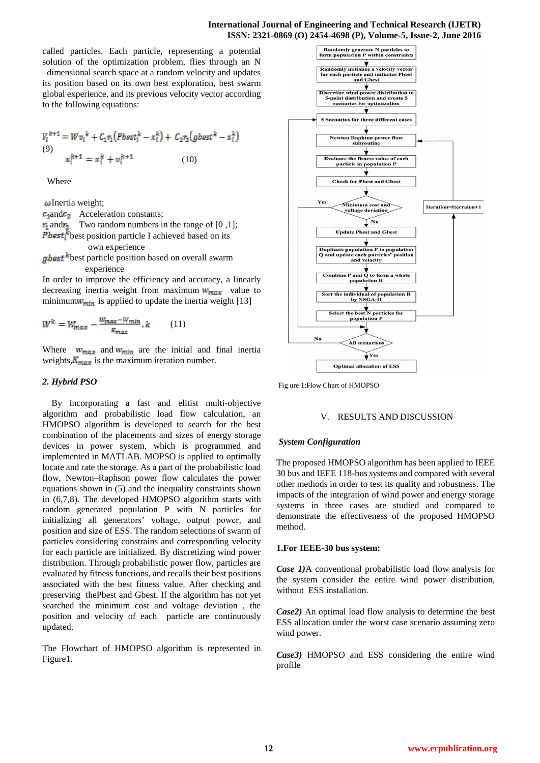called particles. Each particle, representing a potential solution of the optimization problem, flies through an N –dimensional search space at a random velocity and updates its position based on its own best exploration, best swarm global experience, and its previous velocity vector according to the following equations:

$$V_i^{k+1} = Wv_i^k + C_1 r_1 (Pbest_i^k - x_i^k) + C_2 r_2 (gbest^k - x_i^k) \quad (9)$$

$$x_i^{k+1} = x_i^k + v_i^{k+1} \quad (10)$$

Where

$\omega$ Inertia weight;

$c_1$ and $c_2$ Acceleration constants;

$r_1$ and $r_2$ Two random numbers in the range of [0 ,1];

$Pbest_i^k$ best position particle I achieved based on its own experience

$gbest^k$ best particle position based on overall swarm experience

In order to improve the efficiency and accuracy, a linearly decreasing inertia weight from maximum $w_{max}$ value to minimum $w_{min}$ is applied to update the inertia weight [13]

$$W^k = W_{max} - \frac{W_{max} - W_{min}}{K_{max}} \cdot k \quad (11)$$

Where $w_{max}$ and $w_{min}$ are the initial and final inertia weights, $K_{max}$ is the maximum iteration number.

### *2. Hybrid PSO*

By incorporating a fast and elitist multi-objective algorithm and probabilistic load flow calculation, an HMOPSO algorithm is developed to search for the best combination of the placements and sizes of energy storage devices in power system, which is programmed and implemented in MATLAB. MOPSO is applied to optimally locate and rate the storage. As a part of the probabilistic load flow, Newton–Raphson power flow calculates the power equations shown in (5) and the inequality constraints shown in (6,7,8). The developed HMOPSO algorithm starts with random generated population P with N particles for initializing all generators' voltage, output power, and position and size of ESS. The random selections of swarm of particles considering constrains and corresponding velocity for each particle are initialized. By discretizing wind power distribution. Through probabilistic power flow, particles are evaluated by fitness functions, and recalls their best positions associated with the best fitness value. After checking and preserving thePbest and Gbest. If the algorithm has not yet searched the minimum cost and voltage deviation , the position and velocity of each particle are continuously updated.

The Flowchart of HMOPSO algorithm is represented in Figure1.

Fig ure 1:Flow Chart of HMOPSO

## V. RESULTS AND DISCUSSION

### *System Configuration*

The proposed HMOPSO algorithm has been applied to IEEE 30 bus and IEEE 118-bus systems and compared with several other methods in order to test its quality and robustness. The impacts of the integration of wind power and energy storage systems in three cases are studied and compared to demonstrate the effectiveness of the proposed HMOPSO method.

### **1.For IEEE-30 bus system:**

***Case 1)*** A conventional probabilistic load flow analysis for the system consider the entire wind power distribution, without ESS installation.

***Case2)*** An optimal load flow analysis to determine the best ESS allocation under the worst case scenario assuming zero wind power.

***Case3)*** HMOPSO and ESS considering the entire wind profile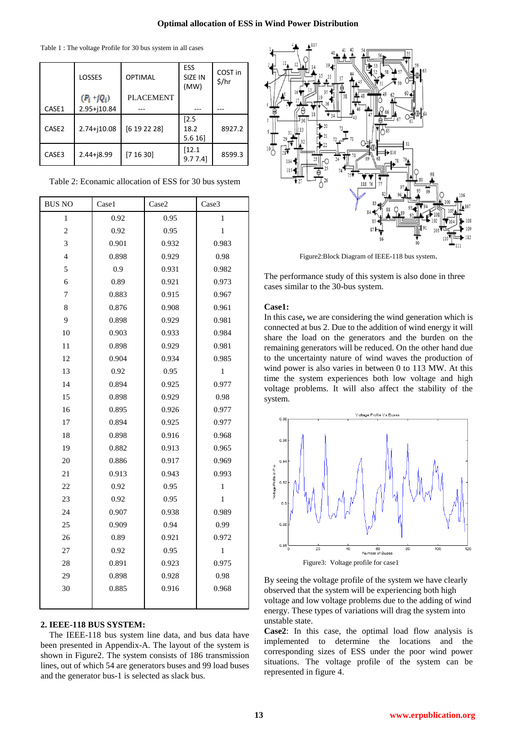Table 1 : The voltage Profile for 30 bus system in all cases

| | LOSSES $(P_i + jQ_i)$ | OPTIMAL PLACEMENT | ESS SIZE IN (MW) | COST in $/hr |
|---|---|---|---|---|
| CASE1 | 2.95+j10.84 | --- | --- | --- |
| CASE2 | 2.74+j10.08 | [6 19 22 28] | [2.5 18.2 5.6 16] | 8927.2 |
| CASE3 | 2.44+j8.99 | [7 16 30] | [12.1 9.7 7.4] | 8599.3 |

Table 2: Econamic allocation of ESS for 30 bus system

| BUS NO | Case1 | Case2 | Case3 |
|---|---|---|---|
| 1 | 0.92 | 0.95 | 1 |
| 2 | 0.92 | 0.95 | 1 |
| 3 | 0.901 | 0.932 | 0.983 |
| 4 | 0.898 | 0.929 | 0.98 |
| 5 | 0.9 | 0.931 | 0.982 |
| 6 | 0.89 | 0.921 | 0.973 |
| 7 | 0.883 | 0.915 | 0.967 |
| 8 | 0.876 | 0.908 | 0.961 |
| 9 | 0.898 | 0.929 | 0.981 |
| 10 | 0.903 | 0.933 | 0.984 |
| 11 | 0.898 | 0.929 | 0.981 |
| 12 | 0.904 | 0.934 | 0.985 |
| 13 | 0.92 | 0.95 | 1 |
| 14 | 0.894 | 0.925 | 0.977 |
| 15 | 0.898 | 0.929 | 0.98 |
| 16 | 0.895 | 0.926 | 0.977 |
| 17 | 0.894 | 0.925 | 0.977 |
| 18 | 0.898 | 0.916 | 0.968 |
| 19 | 0.882 | 0.913 | 0.965 |
| 20 | 0.886 | 0.917 | 0.969 |
| 21 | 0.913 | 0.943 | 0.993 |
| 22 | 0.92 | 0.95 | 1 |
| 23 | 0.92 | 0.95 | 1 |
| 24 | 0.907 | 0.938 | 0.989 |
| 25 | 0.909 | 0.94 | 0.99 |
| 26 | 0.89 | 0.921 | 0.972 |
| 27 | 0.92 | 0.95 | 1 |
| 28 | 0.891 | 0.923 | 0.975 |
| 29 | 0.898 | 0.928 | 0.98 |
| 30 | 0.885 | 0.916 | 0.968 |

## 2. IEEE-118 BUS SYSTEM:

The IEEE-118 bus system line data, and bus data have been presented in Appendix-A. The layout of the system is shown in Figure2. The system consists of 186 transmission lines, out of which 54 are generators buses and 99 load buses and the generator bus-1 is selected as slack bus.

Figure2:Block Diagram of IEEE-118 bus system.

The performance study of this system is also done in three cases similar to the 30-bus system.

**Case1:**

In this case**,** we are considering the wind generation which is connected at bus 2. Due to the addition of wind energy it will share the load on the generators and the burden on the remaining generators will be reduced. On the other hand due to the uncertainty nature of wind waves the production of wind power is also varies in between 0 to 113 MW. At this time the system experiences both low voltage and high voltage problems. It will also affect the stability of the system.

Figure3: Voltage profile for case1

By seeing the voltage profile of the system we have clearly observed that the system will be experiencing both high voltage and low voltage problems due to the adding of wind energy. These types of variations will drag the system into unstable state.

**Case2**: In this case, the optimal load flow analysis is implemented to determine the locations and the corresponding sizes of ESS under the poor wind power situations. The voltage profile of the system can be represented in figure 4.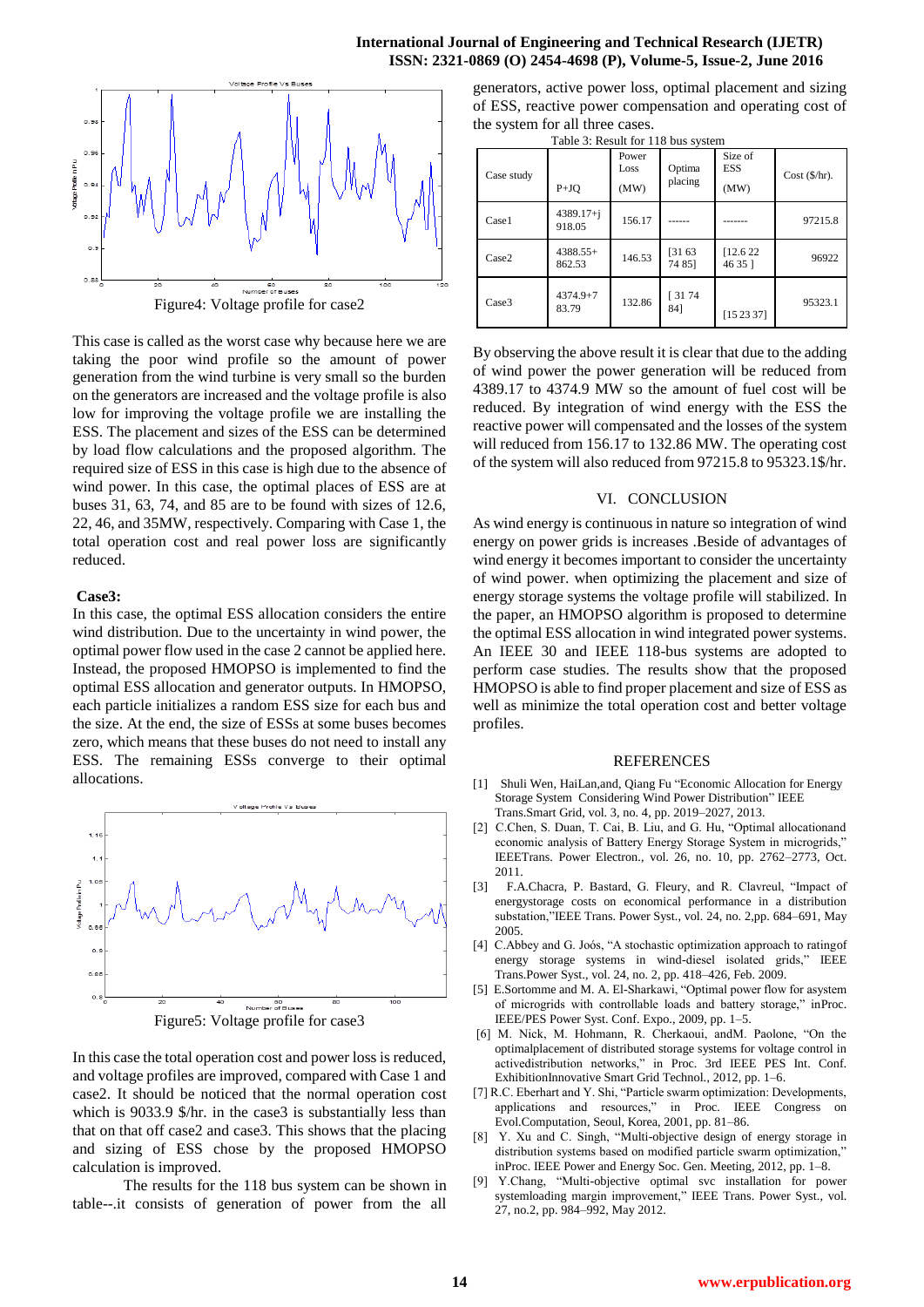Figure4: Voltage profile for case2

This case is called as the worst case why because here we are taking the poor wind profile so the amount of power generation from the wind turbine is very small so the burden on the generators are increased and the voltage profile is also low for improving the voltage profile we are installing the ESS. The placement and sizes of the ESS can be determined by load flow calculations and the proposed algorithm. The required size of ESS in this case is high due to the absence of wind power. In this case, the optimal places of ESS are at buses 31, 63, 74, and 85 are to be found with sizes of 12.6, 22, 46, and 35MW, respectively. Comparing with Case 1, the total operation cost and real power loss are significantly reduced.

**Case3:**

In this case, the optimal ESS allocation considers the entire wind distribution. Due to the uncertainty in wind power, the optimal power flow used in the case 2 cannot be applied here. Instead, the proposed HMOPSO is implemented to find the optimal ESS allocation and generator outputs. In HMOPSO, each particle initializes a random ESS size for each bus and the size. At the end, the size of ESSs at some buses becomes zero, which means that these buses do not need to install any ESS. The remaining ESSs converge to their optimal allocations.

Figure5: Voltage profile for case3

In this case the total operation cost and power loss is reduced, and voltage profiles are improved, compared with Case 1 and case2. It should be noticed that the normal operation cost which is 9033.9 $/hr. in the case3 is substantially less than that on that off case2 and case3. This shows that the placing and sizing of ESS chose by the proposed HMOPSO calculation is improved.

The results for the 118 bus system can be shown in table--.it consists of generation of power from the all generators, active power loss, optimal placement and sizing of ESS, reactive power compensation and operating cost of the system for all three cases.

Table 3: Result for 118 bus system

| Case study | P+JQ | Power Loss (MW) | Optima placing | Size of ESS (MW) | Cost ($/hr). |
|---|---|---|---|---|---|
| Case1 | 4389.17+j 918.05 | 156.17 | ------ | ------- | 97215.8 |
| Case2 | 4388.55+ 862.53 | 146.53 | [31 63 74 85] | [12.6 22 46 35 ] | 96922 |
| Case3 | 4374.9+7 83.79 | 132.86 | [ 31 74 84] | [15 23 37] | 95323.1 |

By observing the above result it is clear that due to the adding of wind power the power generation will be reduced from 4389.17 to 4374.9 MW so the amount of fuel cost will be reduced. By integration of wind energy with the ESS the reactive power will compensated and the losses of the system will reduced from 156.17 to 132.86 MW. The operating cost of the system will also reduced from 97215.8 to 95323.1$/hr.

## VI. CONCLUSION

As wind energy is continuous in nature so integration of wind energy on power grids is increases .Beside of advantages of wind energy it becomes important to consider the uncertainty of wind power. when optimizing the placement and size of energy storage systems the voltage profile will stabilized. In the paper, an HMOPSO algorithm is proposed to determine the optimal ESS allocation in wind integrated power systems. An IEEE 30 and IEEE 118-bus systems are adopted to perform case studies. The results show that the proposed HMOPSO is able to find proper placement and size of ESS as well as minimize the total operation cost and better voltage profiles.

## REFERENCES

[1] Shuli Wen, HaiLan,and, Qiang Fu "Economic Allocation for Energy Storage System Considering Wind Power Distribution" IEEE Trans.Smart Grid, vol. 3, no. 4, pp. 2019–2027, 2013.

[2] C.Chen, S. Duan, T. Cai, B. Liu, and G. Hu, "Optimal allocationand economic analysis of Battery Energy Storage System in microgrids," IEEETrans. Power Electron., vol. 26, no. 10, pp. 2762–2773, Oct. 2011.

[3] F.A.Chacra, P. Bastard, G. Fleury, and R. Clavreul, "Impact of energystorage costs on economical performance in a distribution substation,"IEEE Trans. Power Syst., vol. 24, no. 2,pp. 684–691, May 2005.

[4] C.Abbey and G. Joós, "A stochastic optimization approach to ratingof energy storage systems in wind-diesel isolated grids," IEEE Trans.Power Syst., vol. 24, no. 2, pp. 418–426, Feb. 2009.

[5] E.Sortomme and M. A. El-Sharkawi, "Optimal power flow for asystem of microgrids with controllable loads and battery storage," inProc. IEEE/PES Power Syst. Conf. Expo., 2009, pp. 1–5.

[6] M. Nick, M. Hohmann, R. Cherkaoui, andM. Paolone, "On the optimalplacement of distributed storage systems for voltage control in activedistribution networks," in Proc. 3rd IEEE PES Int. Conf. ExhibitionInnovative Smart Grid Technol., 2012, pp. 1–6.

[7] R.C. Eberhart and Y. Shi, "Particle swarm optimization: Developments, applications and resources," in Proc. IEEE Congress on Evol.Computation, Seoul, Korea, 2001, pp. 81–86.

[8] Y. Xu and C. Singh, "Multi-objective design of energy storage in distribution systems based on modified particle swarm optimization," inProc. IEEE Power and Energy Soc. Gen. Meeting, 2012, pp. 1–8.

[9] Y.Chang, "Multi-objective optimal svc installation for power systemloading margin improvement," IEEE Trans. Power Syst., vol. 27, no.2, pp. 984–992, May 2012.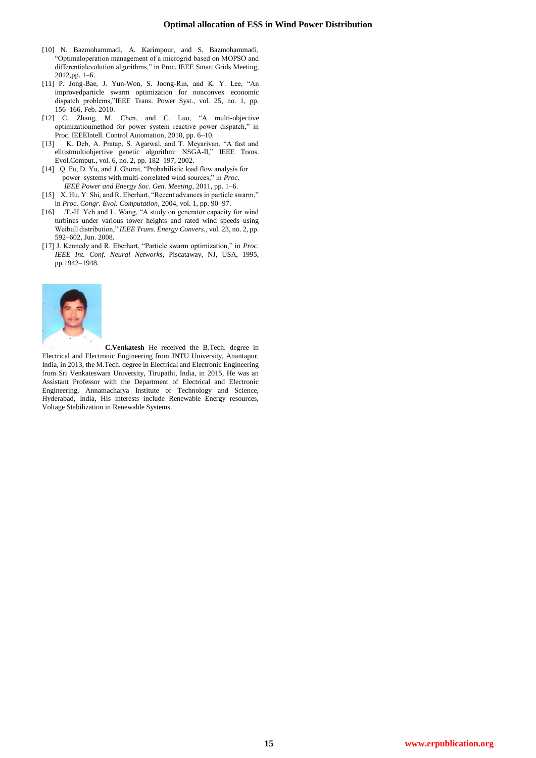[10] N. Bazmohammadi, A. Karimpour, and S. Bazmohammadi, "Optimaloperation management of a microgrid based on MOPSO and differentialevolution algorithms," in Proc. IEEE Smart Grids Meeting, 2012,pp. 1–6.

[11] P. Jong-Bae, J. Yun-Won, S. Joong-Rin, and K. Y. Lee, "An improvedparticle swarm optimization for nonconvex economic dispatch problems,"IEEE Trans. Power Syst., vol. 25, no. 1, pp. 156–166, Feb. 2010.

[12] C. Zhang, M. Chen, and C. Luo, "A multi-objective optimizationmethod for power system reactive power dispatch," in Proc. IEEEIntell. Control Automation, 2010, pp. 6–10.

[13] K. Deb, A. Pratap, S. Agarwal, and T. Meyarivan, "A fast and elitistmultiobjective genetic algorithm: NSGA-II," IEEE Trans. Evol.Comput., vol. 6, no. 2, pp. 182–197, 2002.

[14] Q. Fu, D. Yu, and J. Ghorai, "Probabilistic load flow analysis for power systems with multi-correlated wind sources," in *Proc. IEEE Power and Energy Soc. Gen. Meeting*, 2011, pp. 1–6.

[15] X. Hu, Y. Shi, and R. Eberhart, "Recent advances in particle swarm," in *Proc. Congr. Evol. Computation*, 2004, vol. 1, pp. 90–97.

[16] .T.-H. Yeh and L. Wang, "A study on generator capacity for wind turbines under various tower heights and rated wind speeds using Weibull distribution," *IEEE Trans. Energy Convers.*, vol. 23, no. 2, pp. 592–602, Jun. 2008.

[17] J. Kennedy and R. Eberhart, "Particle swarm optimization," in *Proc. IEEE Int. Conf. Neural Networks*, Piscataway, NJ, USA, 1995, pp.1942–1948.

**C.Venkatesh** He received the B.Tech. degree in Electrical and Electronic Engineering from JNTU University, Anantapur, India, in 2013, the M.Tech. degree in Electrical and Electronic Engineering from Sri Venkateswara University, Tirupathi, India, in 2015, He was an Assistant Professor with the Department of Electrical and Electronic Engineering, Annamacharya Institute of Technology and Science, Hyderabad, India, His interests include Renewable Energy resources, Voltage Stabilization in Renewable Systems.